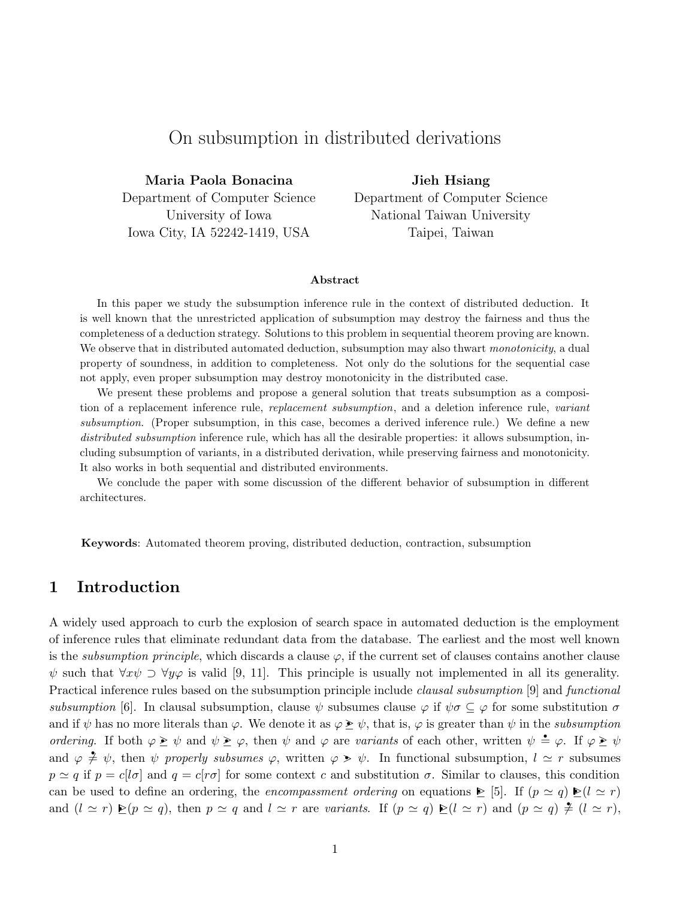# On subsumption in distributed derivations

**Maria Paola Bonacina**
Department of Computer Science
University of Iowa
Iowa City, IA 52242-1419, USA

**Jieh Hsiang**
Department of Computer Science
National Taiwan University
Taipei, Taiwan

### Abstract

In this paper we study the subsumption inference rule in the context of distributed deduction. It is well known that the unrestricted application of subsumption may destroy the fairness and thus the completeness of a deduction strategy. Solutions to this problem in sequential theorem proving are known. We observe that in distributed automated deduction, subsumption may also thwart *monotonicity*, a dual property of soundness, in addition to completeness. Not only do the solutions for the sequential case not apply, even proper subsumption may destroy monotonicity in the distributed case.

We present these problems and propose a general solution that treats subsumption as a composition of a replacement inference rule, *replacement subsumption*, and a deletion inference rule, *variant subsumption*. (Proper subsumption, in this case, becomes a derived inference rule.) We define a new *distributed subsumption* inference rule, which has all the desirable properties: it allows subsumption, including subsumption of variants, in a distributed derivation, while preserving fairness and monotonicity. It also works in both sequential and distributed environments.

We conclude the paper with some discussion of the different behavior of subsumption in different architectures.

**Keywords**: Automated theorem proving, distributed deduction, contraction, subsumption

## 1 Introduction

A widely used approach to curb the explosion of search space in automated deduction is the employment of inference rules that eliminate redundant data from the database. The earliest and the most well known is the *subsumption principle*, which discards a clause $\varphi$, if the current set of clauses contains another clause $\psi$ such that $\forall x \psi \supset \forall y \varphi$ is valid [9, 11]. This principle is usually not implemented in all its generality. Practical inference rules based on the subsumption principle include *clausal subsumption* [9] and *functional subsumption* [6]. In clausal subsumption, clause $\psi$ subsumes clause $\varphi$ if $\psi\sigma \subseteq \varphi$ for some substitution $\sigma$ and if $\psi$ has no more literals than $\varphi$. We denote it as $\varphi \geq\!\!\!\!\cdot\;\, \psi$, that is, $\varphi$ is greater than $\psi$ in the *subsumption ordering*. If both $\varphi \geq\!\!\!\!\cdot\;\, \psi$ and $\psi \geq\!\!\!\!\cdot\;\, \varphi$, then $\psi$ and $\varphi$ are *variants* of each other, written $\psi \doteq \varphi$. If $\varphi \geq\!\!\!\!\cdot\;\, \psi$ and $\varphi \not\doteq \psi$, then $\psi$ *properly subsumes* $\varphi$, written $\varphi >\!\!\!\!\cdot\;\, \psi$. In functional subsumption, $l \simeq r$ subsumes $p \simeq q$ if $p = c[l\sigma]$ and $q = c[r\sigma]$ for some context $c$ and substitution $\sigma$. Similar to clauses, this condition can be used to define an ordering, the *encompassment ordering* on equations $\trianglerighteq$ [5]. If $(p \simeq q) \trianglerighteq (l \simeq r)$ and $(l \simeq r) \trianglerighteq (p \simeq q)$, then $p \simeq q$ and $l \simeq r$ are *variants*. If $(p \simeq q) \trianglerighteq (l \simeq r)$ and $(p \simeq q) \not\doteq (l \simeq r)$,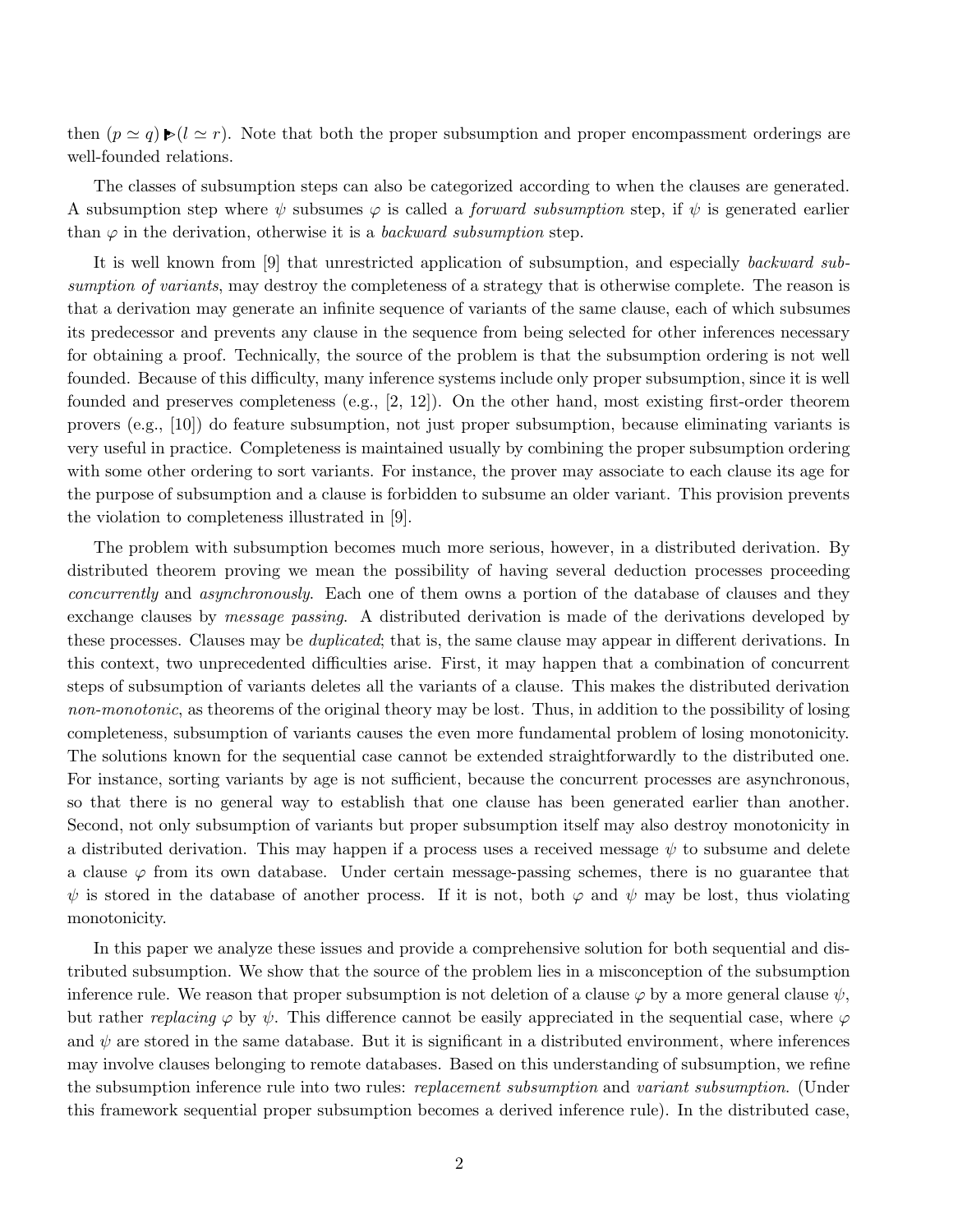then $(p \simeq q) \blacktriangleright (l \simeq r)$. Note that both the proper subsumption and proper encompassment orderings are well-founded relations.

The classes of subsumption steps can also be categorized according to when the clauses are generated. A subsumption step where $\psi$ subsumes $\varphi$ is called a *forward subsumption* step, if $\psi$ is generated earlier than $\varphi$ in the derivation, otherwise it is a *backward subsumption* step.

It is well known from [9] that unrestricted application of subsumption, and especially *backward subsumption of variants*, may destroy the completeness of a strategy that is otherwise complete. The reason is that a derivation may generate an infinite sequence of variants of the same clause, each of which subsumes its predecessor and prevents any clause in the sequence from being selected for other inferences necessary for obtaining a proof. Technically, the source of the problem is that the subsumption ordering is not well founded. Because of this difficulty, many inference systems include only proper subsumption, since it is well founded and preserves completeness (e.g., [2, 12]). On the other hand, most existing first-order theorem provers (e.g., [10]) do feature subsumption, not just proper subsumption, because eliminating variants is very useful in practice. Completeness is maintained usually by combining the proper subsumption ordering with some other ordering to sort variants. For instance, the prover may associate to each clause its age for the purpose of subsumption and a clause is forbidden to subsume an older variant. This provision prevents the violation to completeness illustrated in [9].

The problem with subsumption becomes much more serious, however, in a distributed derivation. By distributed theorem proving we mean the possibility of having several deduction processes proceeding *concurrently* and *asynchronously*. Each one of them owns a portion of the database of clauses and they exchange clauses by *message passing*. A distributed derivation is made of the derivations developed by these processes. Clauses may be *duplicated*; that is, the same clause may appear in different derivations. In this context, two unprecedented difficulties arise. First, it may happen that a combination of concurrent steps of subsumption of variants deletes all the variants of a clause. This makes the distributed derivation *non-monotonic*, as theorems of the original theory may be lost. Thus, in addition to the possibility of losing completeness, subsumption of variants causes the even more fundamental problem of losing monotonicity. The solutions known for the sequential case cannot be extended straightforwardly to the distributed one. For instance, sorting variants by age is not sufficient, because the concurrent processes are asynchronous, so that there is no general way to establish that one clause has been generated earlier than another. Second, not only subsumption of variants but proper subsumption itself may also destroy monotonicity in a distributed derivation. This may happen if a process uses a received message $\psi$ to subsume and delete a clause $\varphi$ from its own database. Under certain message-passing schemes, there is no guarantee that $\psi$ is stored in the database of another process. If it is not, both $\varphi$ and $\psi$ may be lost, thus violating monotonicity.

In this paper we analyze these issues and provide a comprehensive solution for both sequential and distributed subsumption. We show that the source of the problem lies in a misconception of the subsumption inference rule. We reason that proper subsumption is not deletion of a clause $\varphi$ by a more general clause $\psi$, but rather *replacing* $\varphi$ by $\psi$. This difference cannot be easily appreciated in the sequential case, where $\varphi$ and $\psi$ are stored in the same database. But it is significant in a distributed environment, where inferences may involve clauses belonging to remote databases. Based on this understanding of subsumption, we refine the subsumption inference rule into two rules: *replacement subsumption* and *variant subsumption*. (Under this framework sequential proper subsumption becomes a derived inference rule). In the distributed case,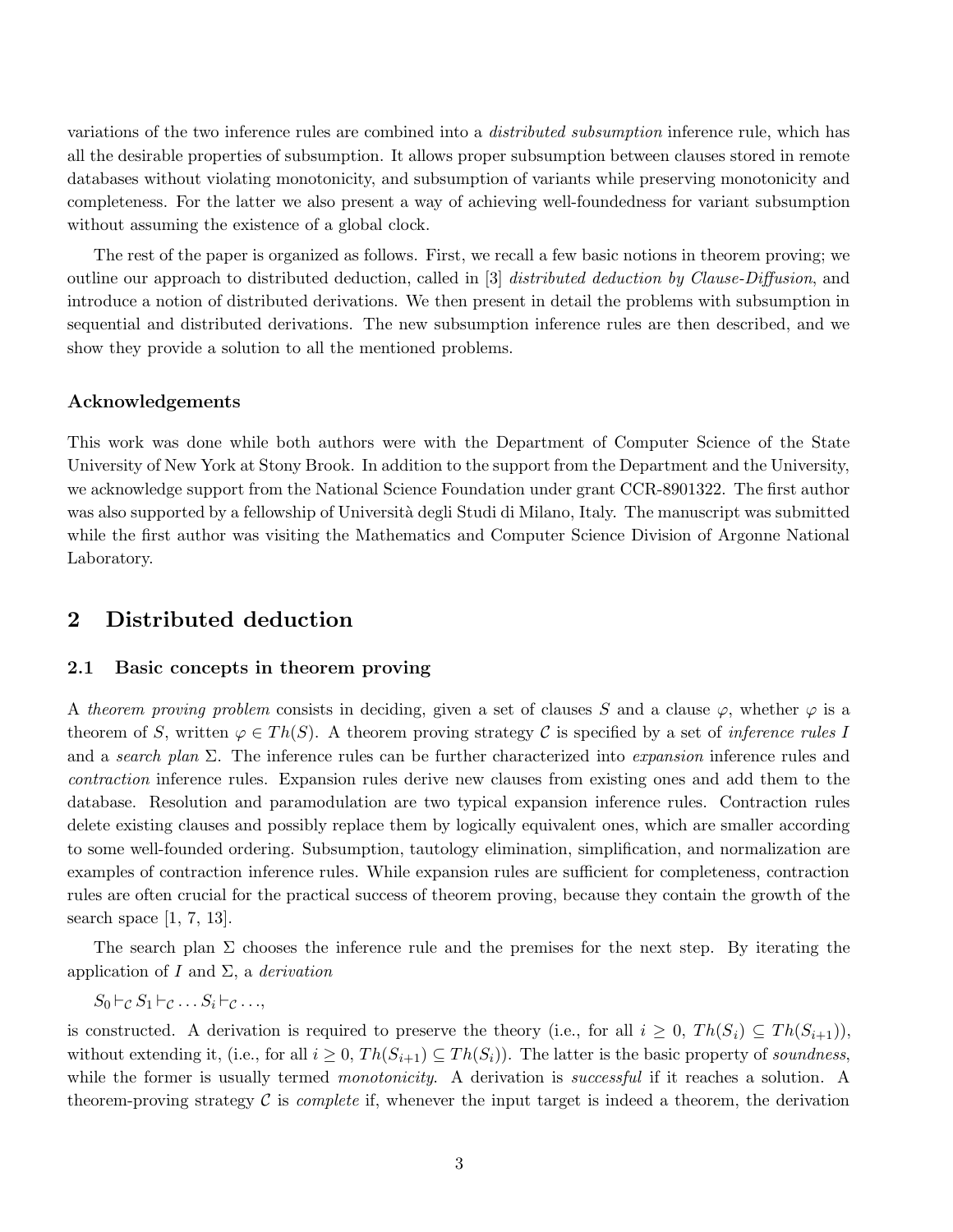variations of the two inference rules are combined into a *distributed subsumption* inference rule, which has all the desirable properties of subsumption. It allows proper subsumption between clauses stored in remote databases without violating monotonicity, and subsumption of variants while preserving monotonicity and completeness. For the latter we also present a way of achieving well-foundedness for variant subsumption without assuming the existence of a global clock.

The rest of the paper is organized as follows. First, we recall a few basic notions in theorem proving; we outline our approach to distributed deduction, called in [3] *distributed deduction by Clause-Diffusion*, and introduce a notion of distributed derivations. We then present in detail the problems with subsumption in sequential and distributed derivations. The new subsumption inference rules are then described, and we show they provide a solution to all the mentioned problems.

### Acknowledgements

This work was done while both authors were with the Department of Computer Science of the State University of New York at Stony Brook. In addition to the support from the Department and the University, we acknowledge support from the National Science Foundation under grant CCR-8901322. The first author was also supported by a fellowship of Università degli Studi di Milano, Italy. The manuscript was submitted while the first author was visiting the Mathematics and Computer Science Division of Argonne National Laboratory.

## 2 Distributed deduction

### 2.1 Basic concepts in theorem proving

A *theorem proving problem* consists in deciding, given a set of clauses $S$ and a clause $\varphi$, whether $\varphi$ is a theorem of $S$, written $\varphi \in Th(S)$. A theorem proving strategy $\mathcal{C}$ is specified by a set of *inference rules* $I$ and a *search plan* $\Sigma$. The inference rules can be further characterized into *expansion* inference rules and *contraction* inference rules. Expansion rules derive new clauses from existing ones and add them to the database. Resolution and paramodulation are two typical expansion inference rules. Contraction rules delete existing clauses and possibly replace them by logically equivalent ones, which are smaller according to some well-founded ordering. Subsumption, tautology elimination, simplification, and normalization are examples of contraction inference rules. While expansion rules are sufficient for completeness, contraction rules are often crucial for the practical success of theorem proving, because they contain the growth of the search space [1, 7, 13].

The search plan $\Sigma$ chooses the inference rule and the premises for the next step. By iterating the application of $I$ and $\Sigma$, a *derivation*

$S_0 \vdash_{\mathcal{C}} S_1 \vdash_{\mathcal{C}} \ldots S_i \vdash_{\mathcal{C}} \ldots,$

is constructed. A derivation is required to preserve the theory (i.e., for all $i \geq 0$, $Th(S_i) \subseteq Th(S_{i+1})$), without extending it, (i.e., for all $i \geq 0$, $Th(S_{i+1}) \subseteq Th(S_i)$). The latter is the basic property of *soundness*, while the former is usually termed *monotonicity*. A derivation is *successful* if it reaches a solution. A theorem-proving strategy $\mathcal{C}$ is *complete* if, whenever the input target is indeed a theorem, the derivation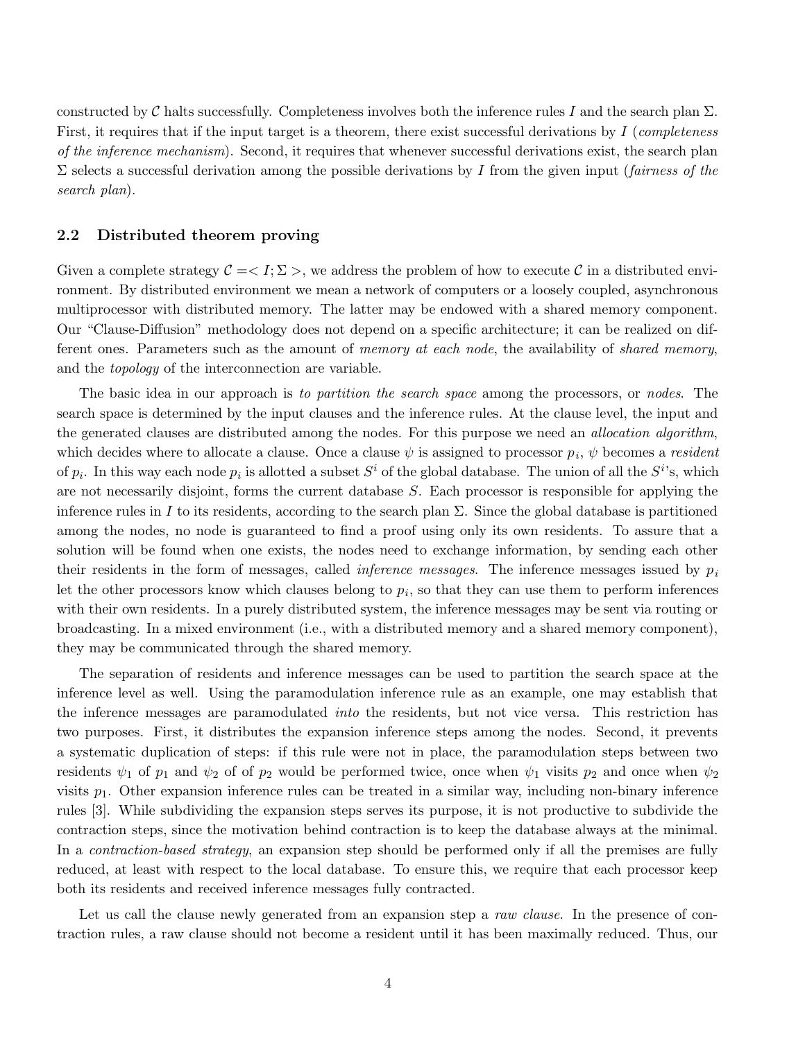constructed by $\mathcal{C}$ halts successfully. Completeness involves both the inference rules $I$ and the search plan $\Sigma$. First, it requires that if the input target is a theorem, there exist successful derivations by $I$ (*completeness of the inference mechanism*). Second, it requires that whenever successful derivations exist, the search plan $\Sigma$ selects a successful derivation among the possible derivations by $I$ from the given input (*fairness of the search plan*).

### 2.2 Distributed theorem proving

Given a complete strategy $\mathcal{C} =< I; \Sigma >$, we address the problem of how to execute $\mathcal{C}$ in a distributed environment. By distributed environment we mean a network of computers or a loosely coupled, asynchronous multiprocessor with distributed memory. The latter may be endowed with a shared memory component. Our "Clause-Diffusion" methodology does not depend on a specific architecture; it can be realized on different ones. Parameters such as the amount of *memory at each node*, the availability of *shared memory*, and the *topology* of the interconnection are variable.

The basic idea in our approach is *to partition the search space* among the processors, or *nodes*. The search space is determined by the input clauses and the inference rules. At the clause level, the input and the generated clauses are distributed among the nodes. For this purpose we need an *allocation algorithm*, which decides where to allocate a clause. Once a clause $\psi$ is assigned to processor $p_i$, $\psi$ becomes a *resident* of $p_i$. In this way each node $p_i$ is allotted a subset $S^i$ of the global database. The union of all the $S^i$'s, which are not necessarily disjoint, forms the current database $S$. Each processor is responsible for applying the inference rules in $I$ to its residents, according to the search plan $\Sigma$. Since the global database is partitioned among the nodes, no node is guaranteed to find a proof using only its own residents. To assure that a solution will be found when one exists, the nodes need to exchange information, by sending each other their residents in the form of messages, called *inference messages*. The inference messages issued by $p_i$ let the other processors know which clauses belong to $p_i$, so that they can use them to perform inferences with their own residents. In a purely distributed system, the inference messages may be sent via routing or broadcasting. In a mixed environment (i.e., with a distributed memory and a shared memory component), they may be communicated through the shared memory.

The separation of residents and inference messages can be used to partition the search space at the inference level as well. Using the paramodulation inference rule as an example, one may establish that the inference messages are paramodulated *into* the residents, but not vice versa. This restriction has two purposes. First, it distributes the expansion inference steps among the nodes. Second, it prevents a systematic duplication of steps: if this rule were not in place, the paramodulation steps between two residents $\psi_1$ of $p_1$ and $\psi_2$ of of $p_2$ would be performed twice, once when $\psi_1$ visits $p_2$ and once when $\psi_2$ visits $p_1$. Other expansion inference rules can be treated in a similar way, including non-binary inference rules [3]. While subdividing the expansion steps serves its purpose, it is not productive to subdivide the contraction steps, since the motivation behind contraction is to keep the database always at the minimal. In a *contraction-based strategy*, an expansion step should be performed only if all the premises are fully reduced, at least with respect to the local database. To ensure this, we require that each processor keep both its residents and received inference messages fully contracted.

Let us call the clause newly generated from an expansion step a *raw clause*. In the presence of contraction rules, a raw clause should not become a resident until it has been maximally reduced. Thus, our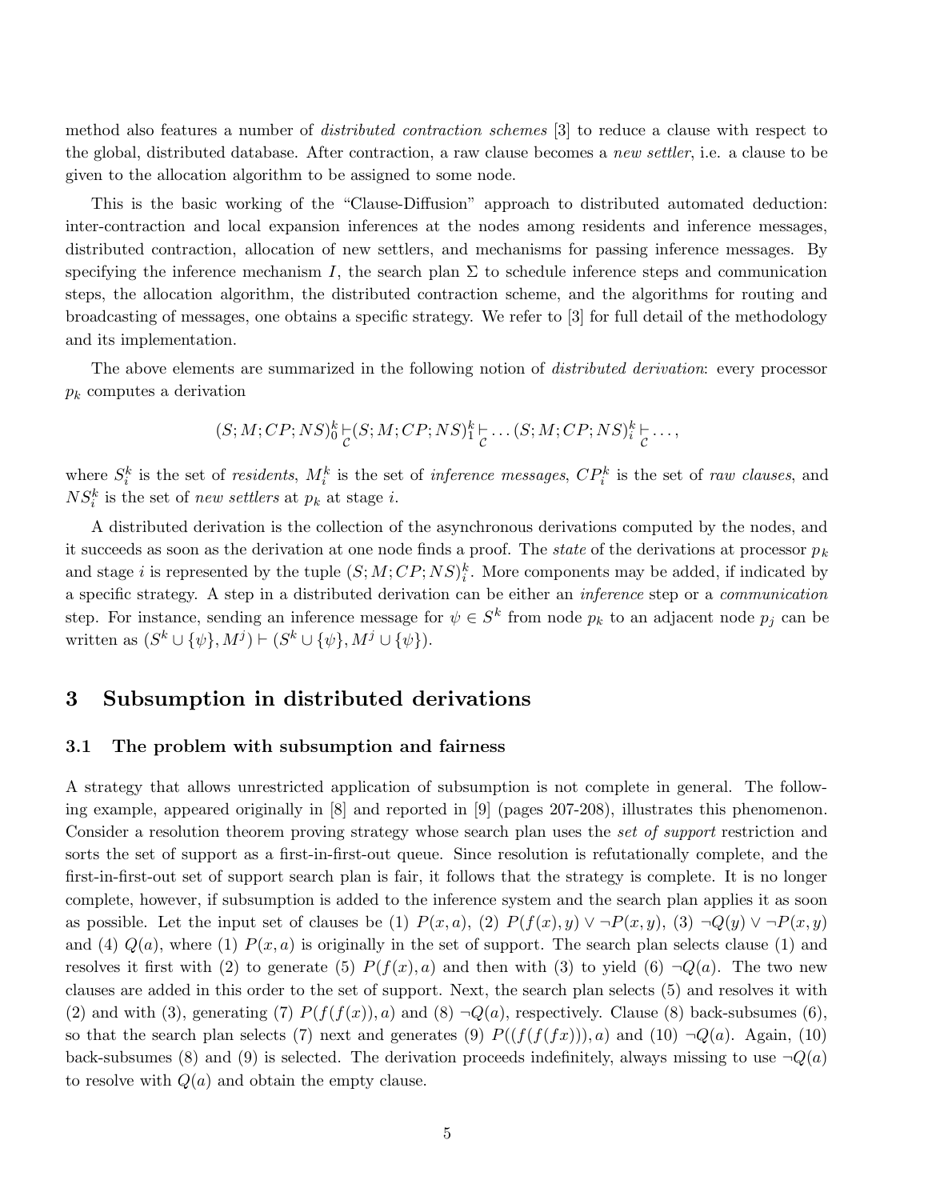method also features a number of *distributed contraction schemes* [3] to reduce a clause with respect to the global, distributed database. After contraction, a raw clause becomes a *new settler*, i.e. a clause to be given to the allocation algorithm to be assigned to some node.

This is the basic working of the "Clause-Diffusion" approach to distributed automated deduction: inter-contraction and local expansion inferences at the nodes among residents and inference messages, distributed contraction, allocation of new settlers, and mechanisms for passing inference messages. By specifying the inference mechanism $I$, the search plan $\Sigma$ to schedule inference steps and communication steps, the allocation algorithm, the distributed contraction scheme, and the algorithms for routing and broadcasting of messages, one obtains a specific strategy. We refer to [3] for full detail of the methodology and its implementation.

The above elements are summarized in the following notion of *distributed derivation*: every processor $p_k$ computes a derivation

$$(S;M;CP;NS)_0^k \underset{\mathcal{C}}{\vdash} (S;M;CP;NS)_1^k \underset{\mathcal{C}}{\vdash} \ldots (S;M;CP;NS)_i^k \underset{\mathcal{C}}{\vdash} \ldots,$$

where $S_i^k$ is the set of *residents*, $M_i^k$ is the set of *inference messages*, $CP_i^k$ is the set of *raw clauses*, and $NS_i^k$ is the set of *new settlers* at $p_k$ at stage $i$.

A distributed derivation is the collection of the asynchronous derivations computed by the nodes, and it succeeds as soon as the derivation at one node finds a proof. The *state* of the derivations at processor $p_k$ and stage $i$ is represented by the tuple $(S;M;CP;NS)_i^k$. More components may be added, if indicated by a specific strategy. A step in a distributed derivation can be either an *inference* step or a *communication* step. For instance, sending an inference message for $\psi \in S^k$ from node $p_k$ to an adjacent node $p_j$ can be written as $(S^k \cup \{\psi\}, M^j) \vdash (S^k \cup \{\psi\}, M^j \cup \{\psi\})$.

## 3 Subsumption in distributed derivations

### 3.1 The problem with subsumption and fairness

A strategy that allows unrestricted application of subsumption is not complete in general. The following example, appeared originally in [8] and reported in [9] (pages 207-208), illustrates this phenomenon. Consider a resolution theorem proving strategy whose search plan uses the *set of support* restriction and sorts the set of support as a first-in-first-out queue. Since resolution is refutationally complete, and the first-in-first-out set of support search plan is fair, it follows that the strategy is complete. It is no longer complete, however, if subsumption is added to the inference system and the search plan applies it as soon as possible. Let the input set of clauses be (1) $P(x,a)$, (2) $P(f(x),y) \vee \neg P(x,y)$, (3) $\neg Q(y) \vee \neg P(x,y)$ and (4) $Q(a)$, where (1) $P(x,a)$ is originally in the set of support. The search plan selects clause (1) and resolves it first with (2) to generate (5) $P(f(x),a)$ and then with (3) to yield (6) $\neg Q(a)$. The two new clauses are added in this order to the set of support. Next, the search plan selects (5) and resolves it with (2) and with (3), generating (7) $P(f(f(x)),a)$ and (8) $\neg Q(a)$, respectively. Clause (8) back-subsumes (6), so that the search plan selects (7) next and generates (9) $P((f(f(fx))),a)$ and (10) $\neg Q(a)$. Again, (10) back-subsumes (8) and (9) is selected. The derivation proceeds indefinitely, always missing to use $\neg Q(a)$ to resolve with $Q(a)$ and obtain the empty clause.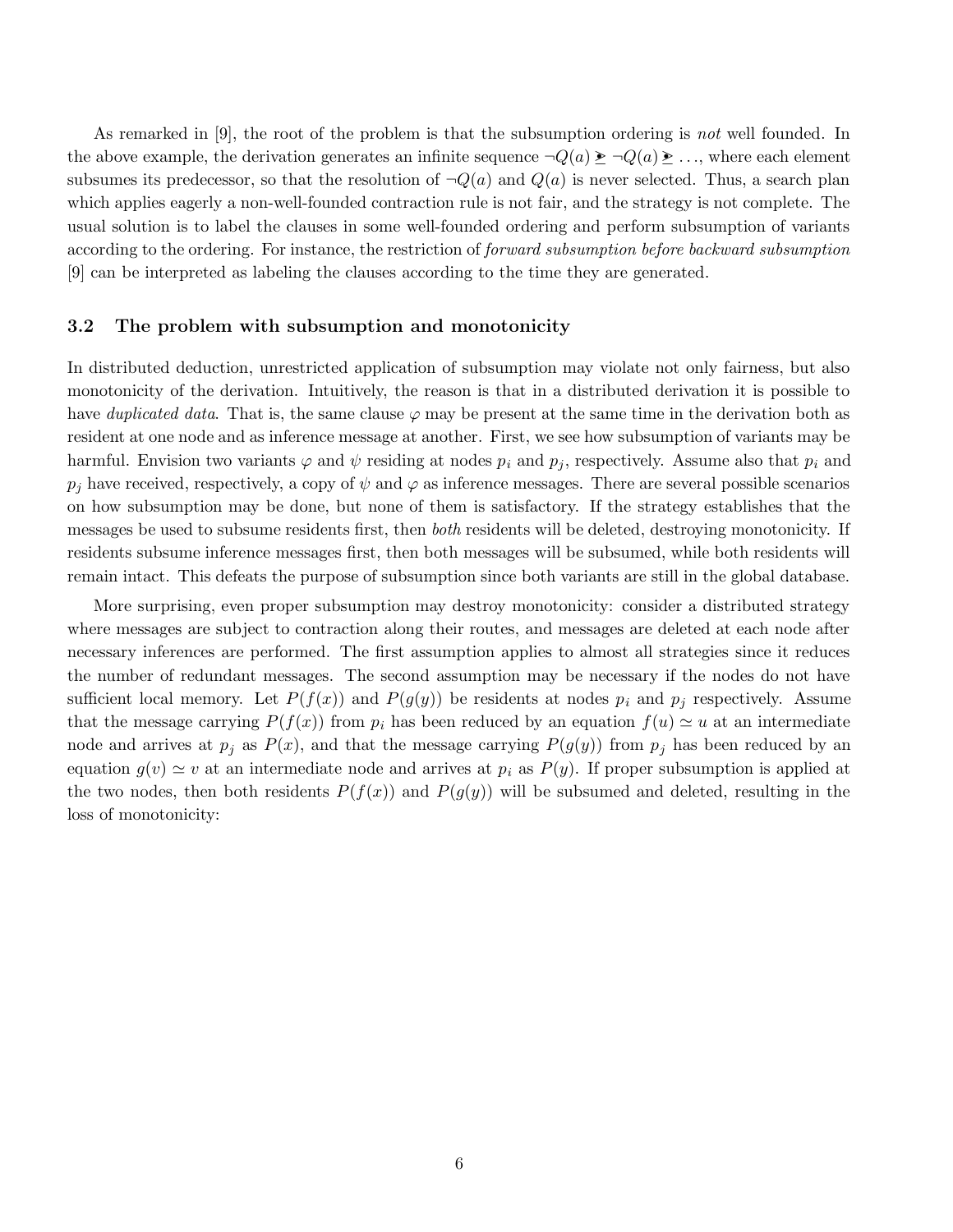As remarked in [9], the root of the problem is that the subsumption ordering is *not* well founded. In the above example, the derivation generates an infinite sequence $\neg Q(a) \trianglerighteq \neg Q(a) \trianglerighteq \ldots$, where each element subsumes its predecessor, so that the resolution of $\neg Q(a)$ and $Q(a)$ is never selected. Thus, a search plan which applies eagerly a non-well-founded contraction rule is not fair, and the strategy is not complete. The usual solution is to label the clauses in some well-founded ordering and perform subsumption of variants according to the ordering. For instance, the restriction of *forward subsumption before backward subsumption* [9] can be interpreted as labeling the clauses according to the time they are generated.

### 3.2 The problem with subsumption and monotonicity

In distributed deduction, unrestricted application of subsumption may violate not only fairness, but also monotonicity of the derivation. Intuitively, the reason is that in a distributed derivation it is possible to have *duplicated data*. That is, the same clause $\varphi$ may be present at the same time in the derivation both as resident at one node and as inference message at another. First, we see how subsumption of variants may be harmful. Envision two variants $\varphi$ and $\psi$ residing at nodes $p_i$ and $p_j$, respectively. Assume also that $p_i$ and $p_j$ have received, respectively, a copy of $\psi$ and $\varphi$ as inference messages. There are several possible scenarios on how subsumption may be done, but none of them is satisfactory. If the strategy establishes that the messages be used to subsume residents first, then *both* residents will be deleted, destroying monotonicity. If residents subsume inference messages first, then both messages will be subsumed, while both residents will remain intact. This defeats the purpose of subsumption since both variants are still in the global database.

More surprising, even proper subsumption may destroy monotonicity: consider a distributed strategy where messages are subject to contraction along their routes, and messages are deleted at each node after necessary inferences are performed. The first assumption applies to almost all strategies since it reduces the number of redundant messages. The second assumption may be necessary if the nodes do not have sufficient local memory. Let $P(f(x))$ and $P(g(y))$ be residents at nodes $p_i$ and $p_j$ respectively. Assume that the message carrying $P(f(x))$ from $p_i$ has been reduced by an equation $f(u) \simeq u$ at an intermediate node and arrives at $p_j$ as $P(x)$, and that the message carrying $P(g(y))$ from $p_j$ has been reduced by an equation $g(v) \simeq v$ at an intermediate node and arrives at $p_i$ as $P(y)$. If proper subsumption is applied at the two nodes, then both residents $P(f(x))$ and $P(g(y))$ will be subsumed and deleted, resulting in the loss of monotonicity: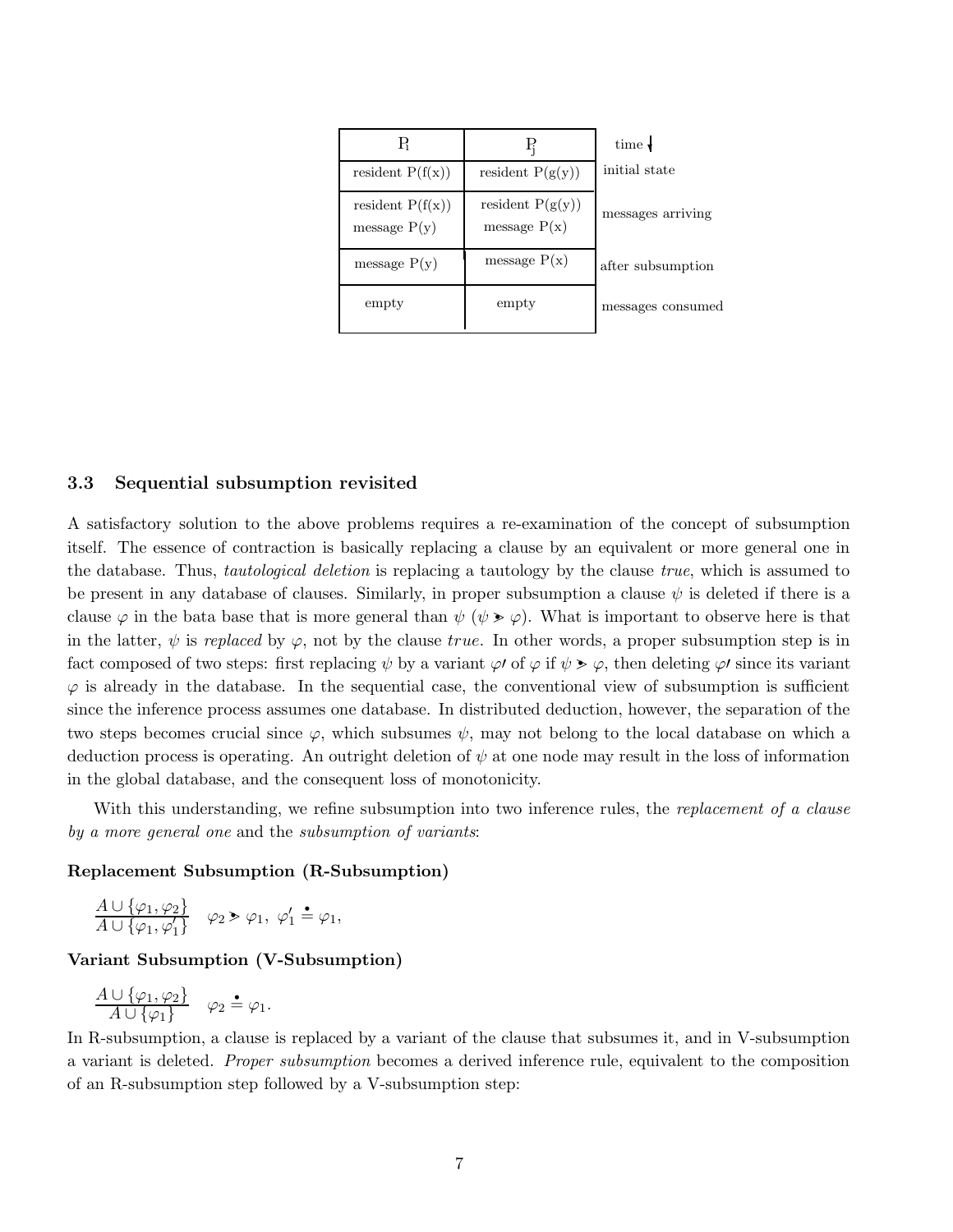| $P_i$ | $P_j$ | time ↓ |
|---|---|---|
| resident P(f(x)) | resident P(g(y)) | initial state |
| resident P(f(x))<br>message P(y) | resident P(g(y))<br>message P(x) | messages arriving |
| message P(y) | message P(x) | after subsumption |
| empty | empty | messages consumed |

### 3.3 Sequential subsumption revisited

A satisfactory solution to the above problems requires a re-examination of the concept of subsumption itself. The essence of contraction is basically replacing a clause by an equivalent or more general one in the database. Thus, *tautological deletion* is replacing a tautology by the clause *true*, which is assumed to be present in any database of clauses. Similarly, in proper subsumption a clause $\psi$ is deleted if there is a clause $\varphi$ in the bata base that is more general than $\psi$ ($\psi \succ \varphi$). What is important to observe here is that in the latter, $\psi$ is *replaced* by $\varphi$, not by the clause *true*. In other words, a proper subsumption step is in fact composed of two steps: first replacing $\psi$ by a variant $\varphi'$ of $\varphi$ if $\psi \succ \varphi$, then deleting $\varphi'$ since its variant $\varphi$ is already in the database. In the sequential case, the conventional view of subsumption is sufficient since the inference process assumes one database. In distributed deduction, however, the separation of the two steps becomes crucial since $\varphi$, which subsumes $\psi$, may not belong to the local database on which a deduction process is operating. An outright deletion of $\psi$ at one node may result in the loss of information in the global database, and the consequent loss of monotonicity.

With this understanding, we refine subsumption into two inference rules, the *replacement of a clause by a more general one* and the *subsumption of variants*:

**Replacement Subsumption (R-Subsumption)**

$$\frac{A \cup \{\varphi_1, \varphi_2\}}{A \cup \{\varphi_1, \varphi_1'\}} \quad \varphi_2 \succ \varphi_1,\ \varphi_1' \doteq \varphi_1,$$

**Variant Subsumption (V-Subsumption)**

$$\frac{A \cup \{\varphi_1, \varphi_2\}}{A \cup \{\varphi_1\}} \quad \varphi_2 \doteq \varphi_1.$$

In R-subsumption, a clause is replaced by a variant of the clause that subsumes it, and in V-subsumption a variant is deleted. *Proper subsumption* becomes a derived inference rule, equivalent to the composition of an R-subsumption step followed by a V-subsumption step: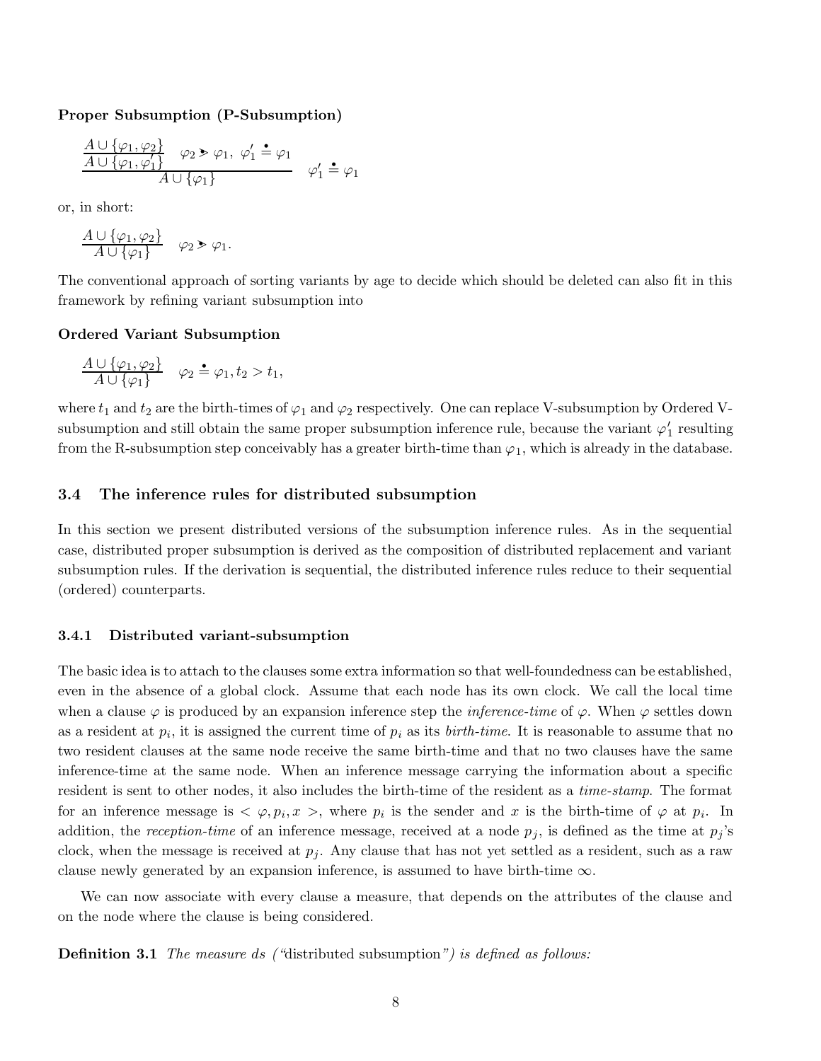**Proper Subsumption (P-Subsumption)**

$$\frac{\dfrac{A \cup \{\varphi_1, \varphi_2\}}{A \cup \{\varphi_1, \varphi_1'\}} \quad \varphi_2 \gtrdot \varphi_1,\ \varphi_1' \doteq \varphi_1}{A \cup \{\varphi_1\}} \quad \varphi_1' \doteq \varphi_1$$

or, in short:

$$\frac{A \cup \{\varphi_1, \varphi_2\}}{A \cup \{\varphi_1\}} \quad \varphi_2 \gtrdot \varphi_1.$$

The conventional approach of sorting variants by age to decide which should be deleted can also fit in this framework by refining variant subsumption into

**Ordered Variant Subsumption**

$$\frac{A \cup \{\varphi_1, \varphi_2\}}{A \cup \{\varphi_1\}} \quad \varphi_2 \doteq \varphi_1, t_2 > t_1,$$

where $t_1$ and $t_2$ are the birth-times of $\varphi_1$ and $\varphi_2$ respectively. One can replace V-subsumption by Ordered V-subsumption and still obtain the same proper subsumption inference rule, because the variant $\varphi_1'$ resulting from the R-subsumption step conceivably has a greater birth-time than $\varphi_1$, which is already in the database.

### 3.4 The inference rules for distributed subsumption

In this section we present distributed versions of the subsumption inference rules. As in the sequential case, distributed proper subsumption is derived as the composition of distributed replacement and variant subsumption rules. If the derivation is sequential, the distributed inference rules reduce to their sequential (ordered) counterparts.

#### 3.4.1 Distributed variant-subsumption

The basic idea is to attach to the clauses some extra information so that well-foundedness can be established, even in the absence of a global clock. Assume that each node has its own clock. We call the local time when a clause $\varphi$ is produced by an expansion inference step the *inference-time* of $\varphi$. When $\varphi$ settles down as a resident at $p_i$, it is assigned the current time of $p_i$ as its *birth-time*. It is reasonable to assume that no two resident clauses at the same node receive the same birth-time and that no two clauses have the same inference-time at the same node. When an inference message carrying the information about a specific resident is sent to other nodes, it also includes the birth-time of the resident as a *time-stamp*. The format for an inference message is $< \varphi, p_i, x >$, where $p_i$ is the sender and $x$ is the birth-time of $\varphi$ at $p_i$. In addition, the *reception-time* of an inference message, received at a node $p_j$, is defined as the time at $p_j$'s clock, when the message is received at $p_j$. Any clause that has not yet settled as a resident, such as a raw clause newly generated by an expansion inference, is assumed to have birth-time $\infty$.

We can now associate with every clause a measure, that depends on the attributes of the clause and on the node where the clause is being considered.

**Definition 3.1** *The measure ds ("*distributed subsumption*") is defined as follows:*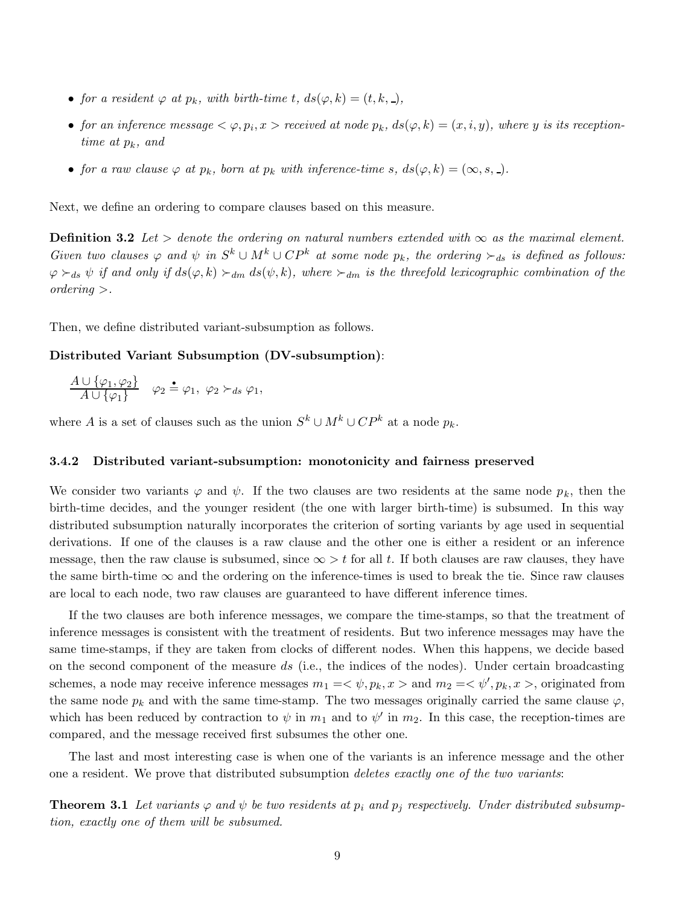- *for a resident $\varphi$ at $p_k$, with birth-time $t$, $ds(\varphi, k) = (t, k, \_)$,*
- *for an inference message $< \varphi, p_i, x >$ received at node $p_k$, $ds(\varphi, k) = (x, i, y)$, where $y$ is its reception-time at $p_k$, and*
- *for a raw clause $\varphi$ at $p_k$, born at $p_k$ with inference-time $s$, $ds(\varphi, k) = (\infty, s, \_)$.*

Next, we define an ordering to compare clauses based on this measure.

**Definition 3.2** *Let $>$ denote the ordering on natural numbers extended with $\infty$ as the maximal element. Given two clauses $\varphi$ and $\psi$ in $S^k \cup M^k \cup CP^k$ at some node $p_k$, the ordering $\succ_{ds}$ is defined as follows: $\varphi \succ_{ds} \psi$ if and only if $ds(\varphi, k) \succ_{dm} ds(\psi, k)$, where $\succ_{dm}$ is the threefold lexicographic combination of the ordering $>$.*

Then, we define distributed variant-subsumption as follows.

**Distributed Variant Subsumption (DV-subsumption)**:

$$\frac{A \cup \{\varphi_1, \varphi_2\}}{A \cup \{\varphi_1\}} \quad \varphi_2 \doteq \varphi_1, \ \varphi_2 \succ_{ds} \varphi_1,$$

where $A$ is a set of clauses such as the union $S^k \cup M^k \cup CP^k$ at a node $p_k$.

### 3.4.2 Distributed variant-subsumption: monotonicity and fairness preserved

We consider two variants $\varphi$ and $\psi$. If the two clauses are two residents at the same node $p_k$, then the birth-time decides, and the younger resident (the one with larger birth-time) is subsumed. In this way distributed subsumption naturally incorporates the criterion of sorting variants by age used in sequential derivations. If one of the clauses is a raw clause and the other one is either a resident or an inference message, then the raw clause is subsumed, since $\infty > t$ for all $t$. If both clauses are raw clauses, they have the same birth-time $\infty$ and the ordering on the inference-times is used to break the tie. Since raw clauses are local to each node, two raw clauses are guaranteed to have different inference times.

If the two clauses are both inference messages, we compare the time-stamps, so that the treatment of inference messages is consistent with the treatment of residents. But two inference messages may have the same time-stamps, if they are taken from clocks of different nodes. When this happens, we decide based on the second component of the measure $ds$ (i.e., the indices of the nodes). Under certain broadcasting schemes, a node may receive inference messages $m_1 =< \psi, p_k, x >$ and $m_2 =< \psi', p_k, x >$, originated from the same node $p_k$ and with the same time-stamp. The two messages originally carried the same clause $\varphi$, which has been reduced by contraction to $\psi$ in $m_1$ and to $\psi'$ in $m_2$. In this case, the reception-times are compared, and the message received first subsumes the other one.

The last and most interesting case is when one of the variants is an inference message and the other one a resident. We prove that distributed subsumption *deletes exactly one of the two variants*:

**Theorem 3.1** *Let variants $\varphi$ and $\psi$ be two residents at $p_i$ and $p_j$ respectively. Under distributed subsumption, exactly one of them will be subsumed.*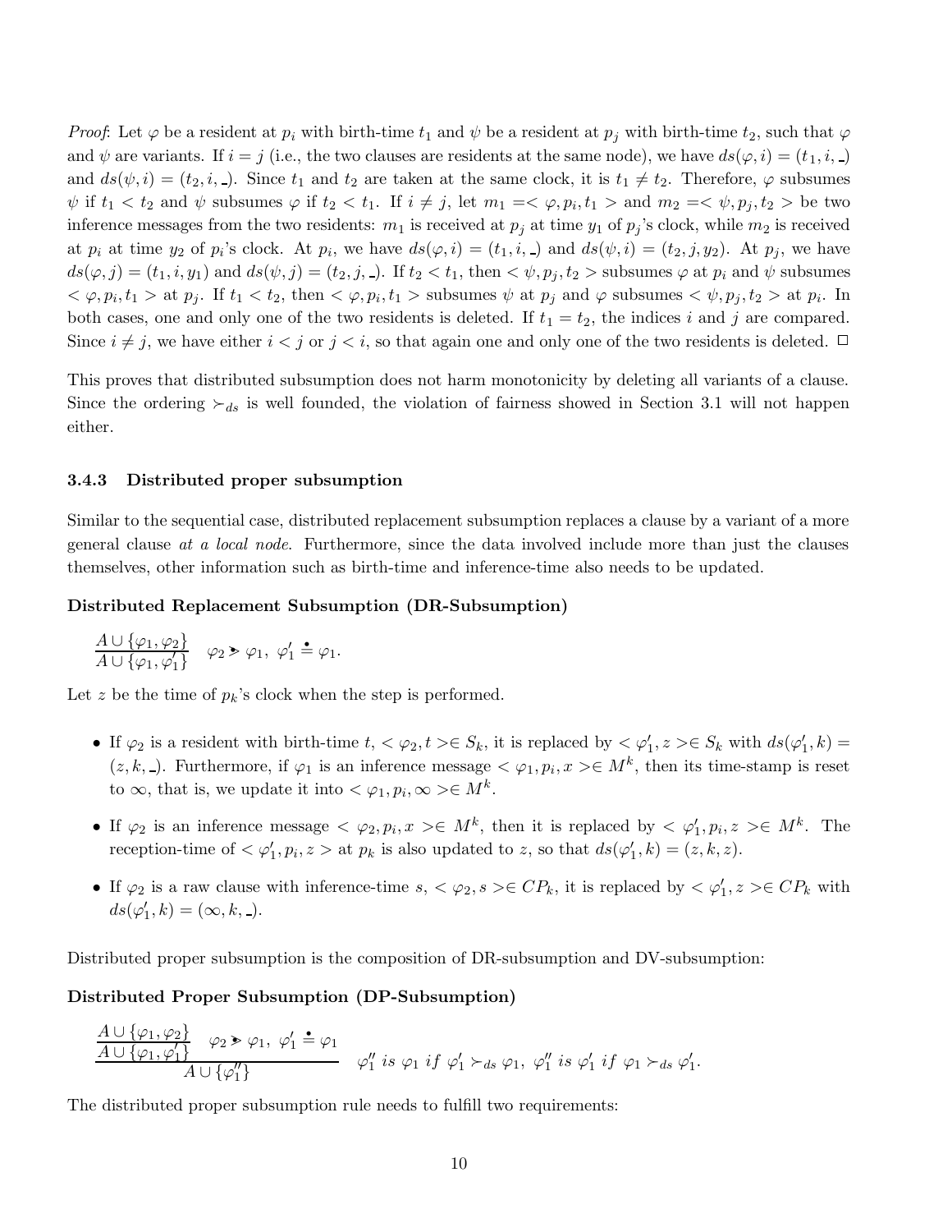*Proof*: Let $\varphi$ be a resident at $p_i$ with birth-time $t_1$ and $\psi$ be a resident at $p_j$ with birth-time $t_2$, such that $\varphi$ and $\psi$ are variants. If $i = j$ (i.e., the two clauses are residents at the same node), we have $ds(\varphi, i) = (t_1, i, \_)$ and $ds(\psi, i) = (t_2, i, \_)$. Since $t_1$ and $t_2$ are taken at the same clock, it is $t_1 \neq t_2$. Therefore, $\varphi$ subsumes $\psi$ if $t_1 < t_2$ and $\psi$ subsumes $\varphi$ if $t_2 < t_1$. If $i \neq j$, let $m_1 = <\varphi, p_i, t_1>$ and $m_2 = <\psi, p_j, t_2>$ be two inference messages from the two residents: $m_1$ is received at $p_j$ at time $y_1$ of $p_j$'s clock, while $m_2$ is received at $p_i$ at time $y_2$ of $p_i$'s clock. At $p_i$, we have $ds(\varphi, i) = (t_1, i, \_)$ and $ds(\psi, i) = (t_2, j, y_2)$. At $p_j$, we have $ds(\varphi, j) = (t_1, i, y_1)$ and $ds(\psi, j) = (t_2, j, \_)$. If $t_2 < t_1$, then $<\psi, p_j, t_2>$ subsumes $\varphi$ at $p_i$ and $\psi$ subsumes $<\varphi, p_i, t_1>$ at $p_j$. If $t_1 < t_2$, then $<\varphi, p_i, t_1>$ subsumes $\psi$ at $p_j$ and $\varphi$ subsumes $<\psi, p_j, t_2>$ at $p_i$. In both cases, one and only one of the two residents is deleted. If $t_1 = t_2$, the indices $i$ and $j$ are compared. Since $i \neq j$, we have either $i < j$ or $j < i$, so that again one and only one of the two residents is deleted. $\square$

This proves that distributed subsumption does not harm monotonicity by deleting all variants of a clause. Since the ordering $\succ_{ds}$ is well founded, the violation of fairness showed in Section 3.1 will not happen either.

### 3.4.3 Distributed proper subsumption

Similar to the sequential case, distributed replacement subsumption replaces a clause by a variant of a more general clause *at a local node*. Furthermore, since the data involved include more than just the clauses themselves, other information such as birth-time and inference-time also needs to be updated.

**Distributed Replacement Subsumption (DR-Subsumption)**

$$\frac{A \cup \{\varphi_1, \varphi_2\}}{A \cup \{\varphi_1, \varphi_1'\}} \quad \varphi_2 \gtrdot \varphi_1,\ \varphi_1' \doteq \varphi_1.$$

Let $z$ be the time of $p_k$'s clock when the step is performed.

- If $\varphi_2$ is a resident with birth-time $t$, $<\varphi_2, t> \in S_k$, it is replaced by $<\varphi_1', z> \in S_k$ with $ds(\varphi_1', k) = (z, k, \_)$. Furthermore, if $\varphi_1$ is an inference message $<\varphi_1, p_i, x> \in M^k$, then its time-stamp is reset to $\infty$, that is, we update it into $<\varphi_1, p_i, \infty> \in M^k$.
- If $\varphi_2$ is an inference message $<\varphi_2, p_i, x> \in M^k$, then it is replaced by $<\varphi_1', p_i, z> \in M^k$. The reception-time of $<\varphi_1', p_i, z>$ at $p_k$ is also updated to $z$, so that $ds(\varphi_1', k) = (z, k, z)$.
- If $\varphi_2$ is a raw clause with inference-time $s$, $<\varphi_2, s> \in CP_k$, it is replaced by $<\varphi_1', z> \in CP_k$ with $ds(\varphi_1', k) = (\infty, k, \_)$.

Distributed proper subsumption is the composition of DR-subsumption and DV-subsumption:

**Distributed Proper Subsumption (DP-Subsumption)**

$$\frac{\dfrac{A \cup \{\varphi_1, \varphi_2\}}{A \cup \{\varphi_1, \varphi_1'\}} \quad \varphi_2 \gtrdot \varphi_1,\ \varphi_1' \doteq \varphi_1}{A \cup \{\varphi_1''\}} \quad \varphi_1''\ is\ \varphi_1\ if\ \varphi_1' \succ_{ds} \varphi_1,\ \varphi_1''\ is\ \varphi_1'\ if\ \varphi_1 \succ_{ds} \varphi_1'.$$

The distributed proper subsumption rule needs to fulfill two requirements: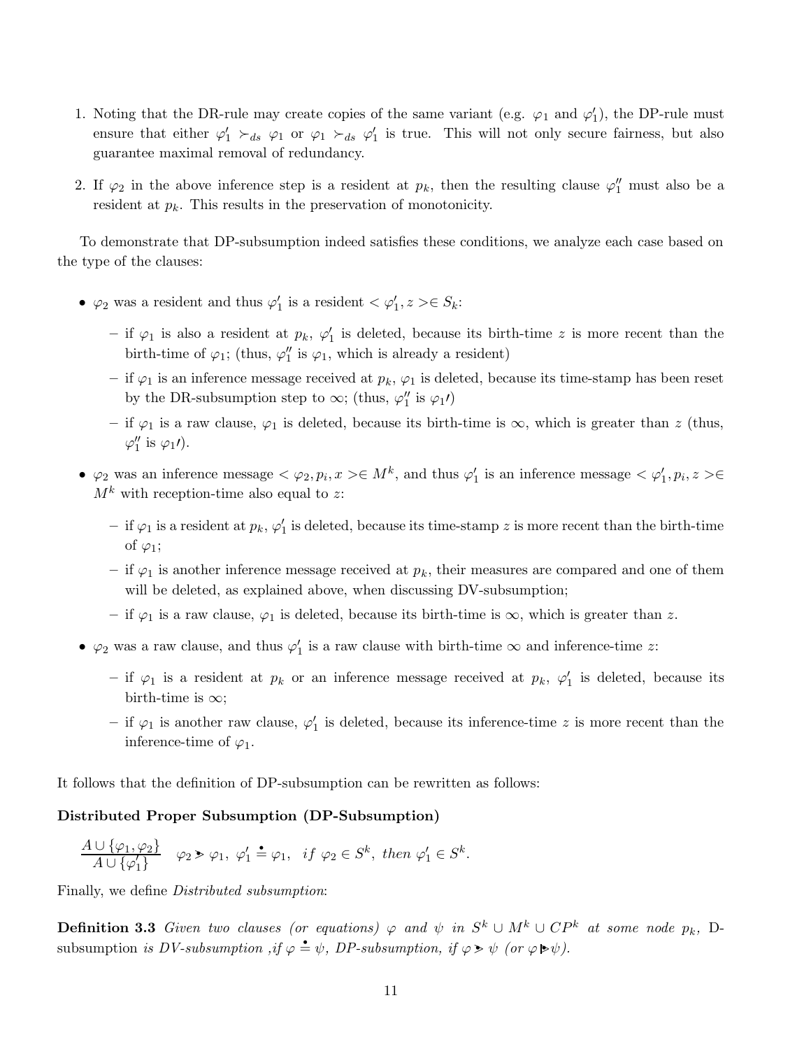1. Noting that the DR-rule may create copies of the same variant (e.g. $\varphi_1$ and $\varphi_1'$), the DP-rule must ensure that either $\varphi_1' \succ_{ds} \varphi_1$ or $\varphi_1 \succ_{ds} \varphi_1'$ is true. This will not only secure fairness, but also guarantee maximal removal of redundancy.

2. If $\varphi_2$ in the above inference step is a resident at $p_k$, then the resulting clause $\varphi_1''$ must also be a resident at $p_k$. This results in the preservation of monotonicity.

To demonstrate that DP-subsumption indeed satisfies these conditions, we analyze each case based on the type of the clauses:

- $\varphi_2$ was a resident and thus $\varphi_1'$ is a resident $< \varphi_1', z > \in S_k$:
  - if $\varphi_1$ is also a resident at $p_k$, $\varphi_1'$ is deleted, because its birth-time $z$ is more recent than the birth-time of $\varphi_1$; (thus, $\varphi_1''$ is $\varphi_1$, which is already a resident)
  - if $\varphi_1$ is an inference message received at $p_k$, $\varphi_1$ is deleted, because its time-stamp has been reset by the DR-subsumption step to $\infty$; (thus, $\varphi_1''$ is $\varphi_1\prime$)
  - if $\varphi_1$ is a raw clause, $\varphi_1$ is deleted, because its birth-time is $\infty$, which is greater than $z$ (thus, $\varphi_1''$ is $\varphi_1\prime$).
- $\varphi_2$ was an inference message $< \varphi_2, p_i, x > \in M^k$, and thus $\varphi_1'$ is an inference message $< \varphi_1', p_i, z > \in M^k$ with reception-time also equal to $z$:
  - if $\varphi_1$ is a resident at $p_k$, $\varphi_1'$ is deleted, because its time-stamp $z$ is more recent than the birth-time of $\varphi_1$;
  - if $\varphi_1$ is another inference message received at $p_k$, their measures are compared and one of them will be deleted, as explained above, when discussing DV-subsumption;
  - if $\varphi_1$ is a raw clause, $\varphi_1$ is deleted, because its birth-time is $\infty$, which is greater than $z$.
- $\varphi_2$ was a raw clause, and thus $\varphi_1'$ is a raw clause with birth-time $\infty$ and inference-time $z$:
  - if $\varphi_1$ is a resident at $p_k$ or an inference message received at $p_k$, $\varphi_1'$ is deleted, because its birth-time is $\infty$;
  - if $\varphi_1$ is another raw clause, $\varphi_1'$ is deleted, because its inference-time $z$ is more recent than the inference-time of $\varphi_1$.

It follows that the definition of DP-subsumption can be rewritten as follows:

**Distributed Proper Subsumption (DP-Subsumption)**

$$\frac{A \cup \{\varphi_1, \varphi_2\}}{A \cup \{\varphi_1'\}} \quad \varphi_2 \gtrdot \varphi_1,\ \varphi_1' \doteq \varphi_1,\ \ if\ \varphi_2 \in S^k,\ then\ \varphi_1' \in S^k.$$

Finally, we define *Distributed subsumption*:

**Definition 3.3** *Given two clauses (or equations) $\varphi$ and $\psi$ in $S^k \cup M^k \cup CP^k$ at some node $p_k$,* D-subsumption *is DV-subsumption ,if $\varphi \doteq \psi$, DP-subsumption, if $\varphi \gtrdot \psi$ (or $\varphi \triangleright \psi$).*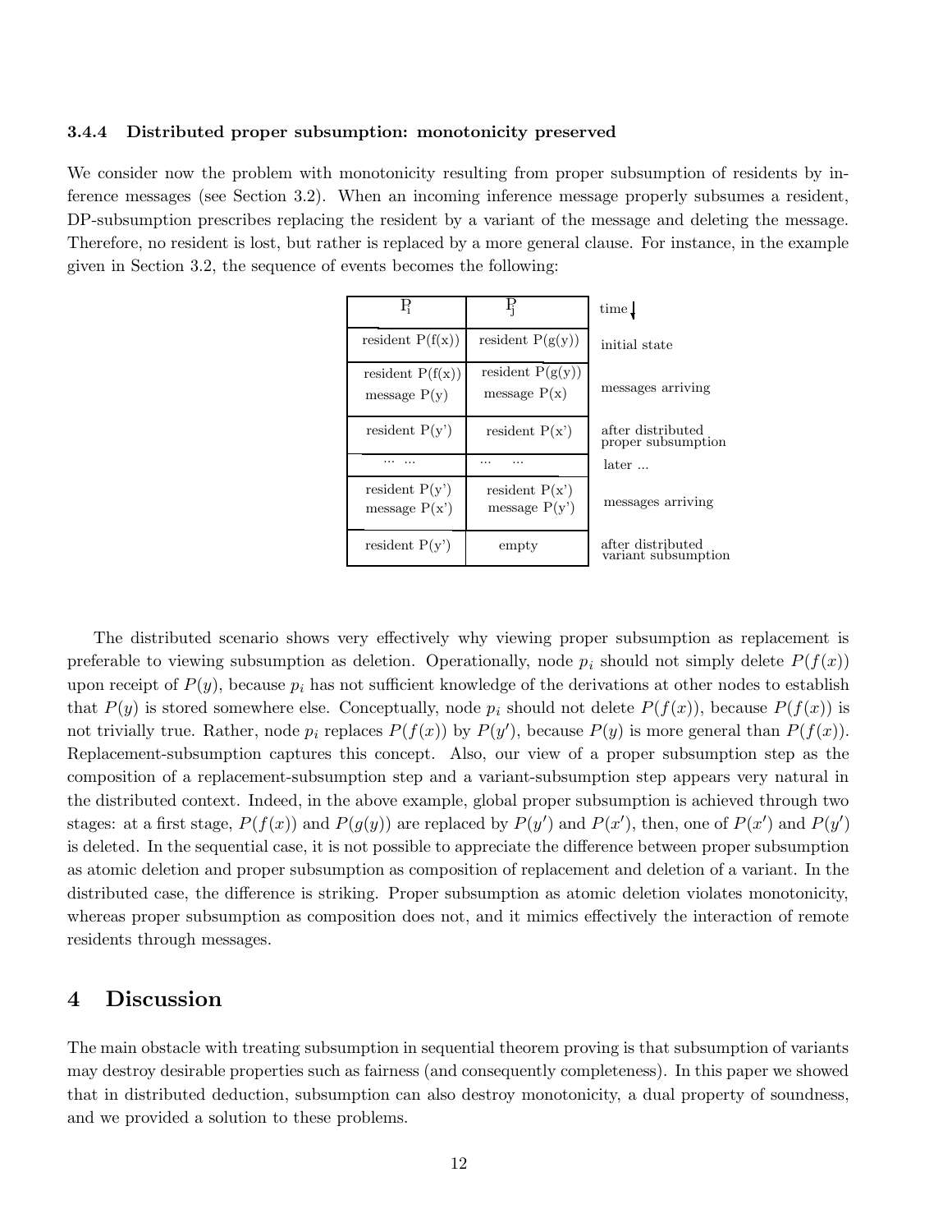### 3.4.4 Distributed proper subsumption: monotonicity preserved

We consider now the problem with monotonicity resulting from proper subsumption of residents by inference messages (see Section 3.2). When an incoming inference message properly subsumes a resident, DP-subsumption prescribes replacing the resident by a variant of the message and deleting the message. Therefore, no resident is lost, but rather is replaced by a more general clause. For instance, in the example given in Section 3.2, the sequence of events becomes the following:

| $P_i$ | $P_j$ | time ↓ |
|---|---|---|
| resident P(f(x)) | resident P(g(y)) | initial state |
| resident P(f(x)) message P(y) | resident P(g(y)) message P(x) | messages arriving |
| resident P(y') | resident P(x') | after distributed proper subsumption |
| ... ... | ... ... | later ... |
| resident P(y') message P(x') | resident P(x') message P(y') | messages arriving |
| resident P(y') | empty | after distributed variant subsumption |

The distributed scenario shows very effectively why viewing proper subsumption as replacement is preferable to viewing subsumption as deletion. Operationally, node $p_i$ should not simply delete $P(f(x))$ upon receipt of $P(y)$, because $p_i$ has not sufficient knowledge of the derivations at other nodes to establish that $P(y)$ is stored somewhere else. Conceptually, node $p_i$ should not delete $P(f(x))$, because $P(f(x))$ is not trivially true. Rather, node $p_i$ replaces $P(f(x))$ by $P(y')$, because $P(y)$ is more general than $P(f(x))$. Replacement-subsumption captures this concept. Also, our view of a proper subsumption step as the composition of a replacement-subsumption step and a variant-subsumption step appears very natural in the distributed context. Indeed, in the above example, global proper subsumption is achieved through two stages: at a first stage, $P(f(x))$ and $P(g(y))$ are replaced by $P(y')$ and $P(x')$, then, one of $P(x')$ and $P(y')$ is deleted. In the sequential case, it is not possible to appreciate the difference between proper subsumption as atomic deletion and proper subsumption as composition of replacement and deletion of a variant. In the distributed case, the difference is striking. Proper subsumption as atomic deletion violates monotonicity, whereas proper subsumption as composition does not, and it mimics effectively the interaction of remote residents through messages.

## 4 Discussion

The main obstacle with treating subsumption in sequential theorem proving is that subsumption of variants may destroy desirable properties such as fairness (and consequently completeness). In this paper we showed that in distributed deduction, subsumption can also destroy monotonicity, a dual property of soundness, and we provided a solution to these problems.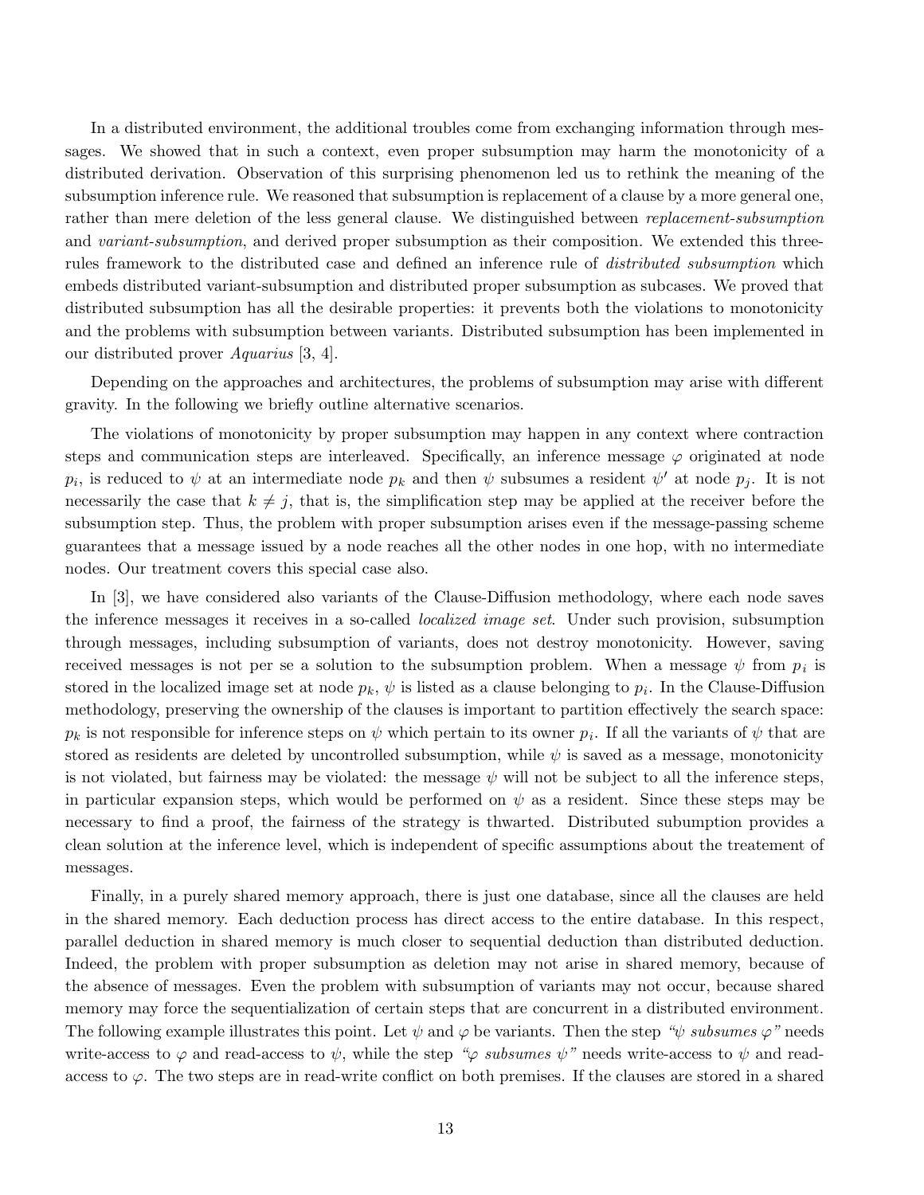In a distributed environment, the additional troubles come from exchanging information through messages. We showed that in such a context, even proper subsumption may harm the monotonicity of a distributed derivation. Observation of this surprising phenomenon led us to rethink the meaning of the subsumption inference rule. We reasoned that subsumption is replacement of a clause by a more general one, rather than mere deletion of the less general clause. We distinguished between *replacement-subsumption* and *variant-subsumption*, and derived proper subsumption as their composition. We extended this three-rules framework to the distributed case and defined an inference rule of *distributed subsumption* which embeds distributed variant-subsumption and distributed proper subsumption as subcases. We proved that distributed subsumption has all the desirable properties: it prevents both the violations to monotonicity and the problems with subsumption between variants. Distributed subsumption has been implemented in our distributed prover *Aquarius* [3, 4].

Depending on the approaches and architectures, the problems of subsumption may arise with different gravity. In the following we briefly outline alternative scenarios.

The violations of monotonicity by proper subsumption may happen in any context where contraction steps and communication steps are interleaved. Specifically, an inference message $\varphi$ originated at node $p_i$, is reduced to $\psi$ at an intermediate node $p_k$ and then $\psi$ subsumes a resident $\psi'$ at node $p_j$. It is not necessarily the case that $k \neq j$, that is, the simplification step may be applied at the receiver before the subsumption step. Thus, the problem with proper subsumption arises even if the message-passing scheme guarantees that a message issued by a node reaches all the other nodes in one hop, with no intermediate nodes. Our treatment covers this special case also.

In [3], we have considered also variants of the Clause-Diffusion methodology, where each node saves the inference messages it receives in a so-called *localized image set*. Under such provision, subsumption through messages, including subsumption of variants, does not destroy monotonicity. However, saving received messages is not per se a solution to the subsumption problem. When a message $\psi$ from $p_i$ is stored in the localized image set at node $p_k$, $\psi$ is listed as a clause belonging to $p_i$. In the Clause-Diffusion methodology, preserving the ownership of the clauses is important to partition effectively the search space: $p_k$ is not responsible for inference steps on $\psi$ which pertain to its owner $p_i$. If all the variants of $\psi$ that are stored as residents are deleted by uncontrolled subsumption, while $\psi$ is saved as a message, monotonicity is not violated, but fairness may be violated: the message $\psi$ will not be subject to all the inference steps, in particular expansion steps, which would be performed on $\psi$ as a resident. Since these steps may be necessary to find a proof, the fairness of the strategy is thwarted. Distributed subumption provides a clean solution at the inference level, which is independent of specific assumptions about the treatement of messages.

Finally, in a purely shared memory approach, there is just one database, since all the clauses are held in the shared memory. Each deduction process has direct access to the entire database. In this respect, parallel deduction in shared memory is much closer to sequential deduction than distributed deduction. Indeed, the problem with proper subsumption as deletion may not arise in shared memory, because of the absence of messages. Even the problem with subsumption of variants may not occur, because shared memory may force the sequentialization of certain steps that are concurrent in a distributed environment. The following example illustrates this point. Let $\psi$ and $\varphi$ be variants. Then the step *"$\psi$ subsumes $\varphi$"* needs write-access to $\varphi$ and read-access to $\psi$, while the step *"$\varphi$ subsumes $\psi$"* needs write-access to $\psi$ and read-access to $\varphi$. The two steps are in read-write conflict on both premises. If the clauses are stored in a shared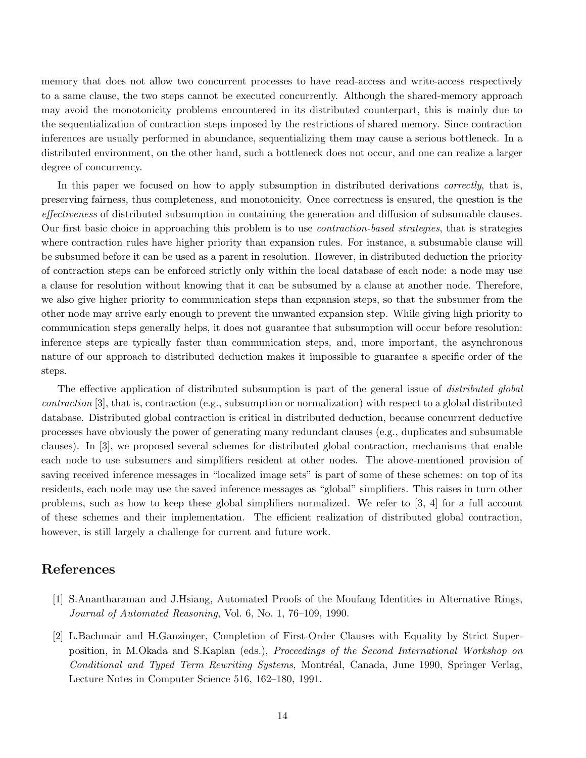memory that does not allow two concurrent processes to have read-access and write-access respectively to a same clause, the two steps cannot be executed concurrently. Although the shared-memory approach may avoid the monotonicity problems encountered in its distributed counterpart, this is mainly due to the sequentialization of contraction steps imposed by the restrictions of shared memory. Since contraction inferences are usually performed in abundance, sequentializing them may cause a serious bottleneck. In a distributed environment, on the other hand, such a bottleneck does not occur, and one can realize a larger degree of concurrency.

In this paper we focused on how to apply subsumption in distributed derivations *correctly*, that is, preserving fairness, thus completeness, and monotonicity. Once correctness is ensured, the question is the *effectiveness* of distributed subsumption in containing the generation and diffusion of subsumable clauses. Our first basic choice in approaching this problem is to use *contraction-based strategies*, that is strategies where contraction rules have higher priority than expansion rules. For instance, a subsumable clause will be subsumed before it can be used as a parent in resolution. However, in distributed deduction the priority of contraction steps can be enforced strictly only within the local database of each node: a node may use a clause for resolution without knowing that it can be subsumed by a clause at another node. Therefore, we also give higher priority to communication steps than expansion steps, so that the subsumer from the other node may arrive early enough to prevent the unwanted expansion step. While giving high priority to communication steps generally helps, it does not guarantee that subsumption will occur before resolution: inference steps are typically faster than communication steps, and, more important, the asynchronous nature of our approach to distributed deduction makes it impossible to guarantee a specific order of the steps.

The effective application of distributed subsumption is part of the general issue of *distributed global contraction* [3], that is, contraction (e.g., subsumption or normalization) with respect to a global distributed database. Distributed global contraction is critical in distributed deduction, because concurrent deductive processes have obviously the power of generating many redundant clauses (e.g., duplicates and subsumable clauses). In [3], we proposed several schemes for distributed global contraction, mechanisms that enable each node to use subsumers and simplifiers resident at other nodes. The above-mentioned provision of saving received inference messages in "localized image sets" is part of some of these schemes: on top of its residents, each node may use the saved inference messages as "global" simplifiers. This raises in turn other problems, such as how to keep these global simplifiers normalized. We refer to [3, 4] for a full account of these schemes and their implementation. The efficient realization of distributed global contraction, however, is still largely a challenge for current and future work.

## References

[1] S.Anantharaman and J.Hsiang, Automated Proofs of the Moufang Identities in Alternative Rings, *Journal of Automated Reasoning*, Vol. 6, No. 1, 76–109, 1990.

[2] L.Bachmair and H.Ganzinger, Completion of First-Order Clauses with Equality by Strict Superposition, in M.Okada and S.Kaplan (eds.), *Proceedings of the Second International Workshop on Conditional and Typed Term Rewriting Systems*, Montréal, Canada, June 1990, Springer Verlag, Lecture Notes in Computer Science 516, 162–180, 1991.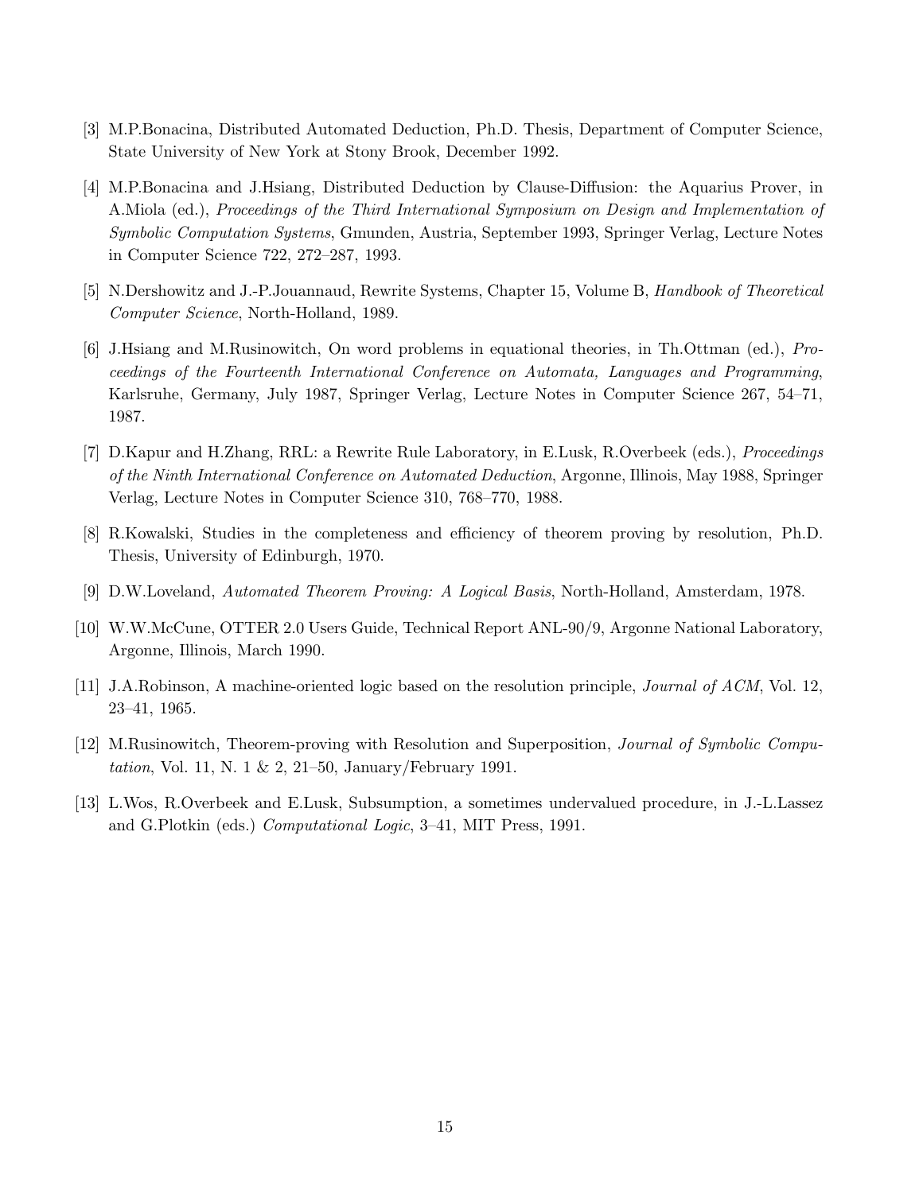[3] M.P.Bonacina, Distributed Automated Deduction, Ph.D. Thesis, Department of Computer Science, State University of New York at Stony Brook, December 1992.

[4] M.P.Bonacina and J.Hsiang, Distributed Deduction by Clause-Diffusion: the Aquarius Prover, in A.Miola (ed.), *Proceedings of the Third International Symposium on Design and Implementation of Symbolic Computation Systems*, Gmunden, Austria, September 1993, Springer Verlag, Lecture Notes in Computer Science 722, 272–287, 1993.

[5] N.Dershowitz and J.-P.Jouannaud, Rewrite Systems, Chapter 15, Volume B, *Handbook of Theoretical Computer Science*, North-Holland, 1989.

[6] J.Hsiang and M.Rusinowitch, On word problems in equational theories, in Th.Ottman (ed.), *Proceedings of the Fourteenth International Conference on Automata, Languages and Programming*, Karlsruhe, Germany, July 1987, Springer Verlag, Lecture Notes in Computer Science 267, 54–71, 1987.

[7] D.Kapur and H.Zhang, RRL: a Rewrite Rule Laboratory, in E.Lusk, R.Overbeek (eds.), *Proceedings of the Ninth International Conference on Automated Deduction*, Argonne, Illinois, May 1988, Springer Verlag, Lecture Notes in Computer Science 310, 768–770, 1988.

[8] R.Kowalski, Studies in the completeness and efficiency of theorem proving by resolution, Ph.D. Thesis, University of Edinburgh, 1970.

[9] D.W.Loveland, *Automated Theorem Proving: A Logical Basis*, North-Holland, Amsterdam, 1978.

[10] W.W.McCune, OTTER 2.0 Users Guide, Technical Report ANL-90/9, Argonne National Laboratory, Argonne, Illinois, March 1990.

[11] J.A.Robinson, A machine-oriented logic based on the resolution principle, *Journal of ACM*, Vol. 12, 23–41, 1965.

[12] M.Rusinowitch, Theorem-proving with Resolution and Superposition, *Journal of Symbolic Computation*, Vol. 11, N. 1 & 2, 21–50, January/February 1991.

[13] L.Wos, R.Overbeek and E.Lusk, Subsumption, a sometimes undervalued procedure, in J.-L.Lassez and G.Plotkin (eds.) *Computational Logic*, 3–41, MIT Press, 1991.